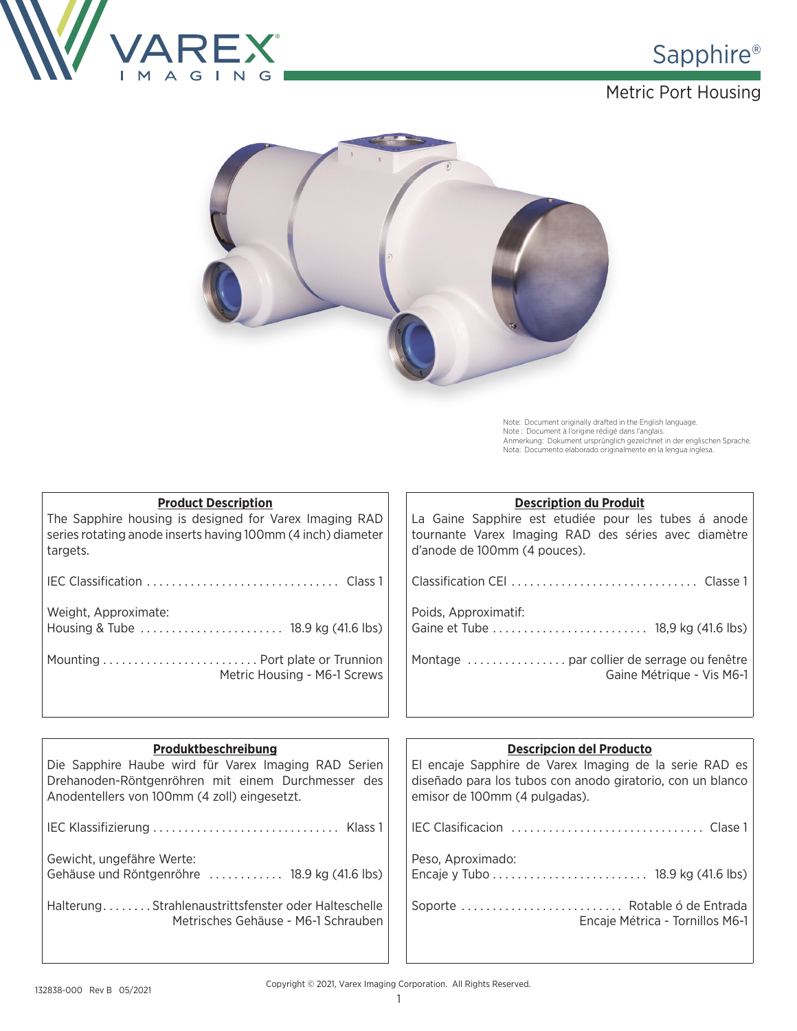# Sapphire®

## Metric Port Housing

Note: Document originally drafted in the English language.
Note : Document à l'origine rédigé dans l'anglais.
Anmerkung: Dokument ursprünglich gezeichnet in der englischen Sprache.
Nota: Documento elaborado originalmente en la lengua inglesa.

### Product Description

The Sapphire housing is designed for Varex Imaging RAD series rotating anode inserts having 100mm (4 inch) diameter targets.

IEC Classification ............................... Class 1

Weight, Approximate:
Housing & Tube ....................... 18.9 kg (41.6 lbs)

Mounting ......................... Port plate or Trunnion
Metric Housing - M6-1 Screws

### Description du Produit

La Gaine Sapphire est etudiée pour les tubes á anode tournante Varex Imaging RAD des séries avec diamètre d'anode de 100mm (4 pouces).

Classification CEI ............................. Classe 1

Poids, Approximatif:
Gaine et Tube ......................... 18,9 kg (41.6 lbs)

Montage ................ par collier de serrage ou fenêtre
Gaine Métrique - Vis M6-1

### Produktbeschreibung

Die Sapphire Haube wird für Varex Imaging RAD Serien Drehanoden-Röntgenröhren mit einem Durchmesser des Anodentellers von 100mm (4 zoll) eingesetzt.

IEC Klassifizierung ............................. Klass 1

Gewicht, ungefähre Werte:
Gehäuse und Röntgenröhre ............ 18.9 kg (41.6 lbs)

Halterung........Strahlenaustrittsfenster oder Halteschelle
Metrisches Gehäuse - M6-1 Schrauben

### Descripcion del Producto

El encaje Sapphire de Varex Imaging de la serie RAD es diseñado para los tubos con anodo giratorio, con un blanco emisor de 100mm (4 pulgadas).

IEC Clasificacion ............................... Clase 1

Peso, Aproximado:
Encaje y Tubo ......................... 18.9 kg (41.6 lbs)

Soporte .......................... Rotable ó de Entrada
Encaje Métrica - Tornillos M6-1

132838-000 Rev B 05/2021

Copyright © 2021, Varex Imaging Corporation. All Rights Reserved.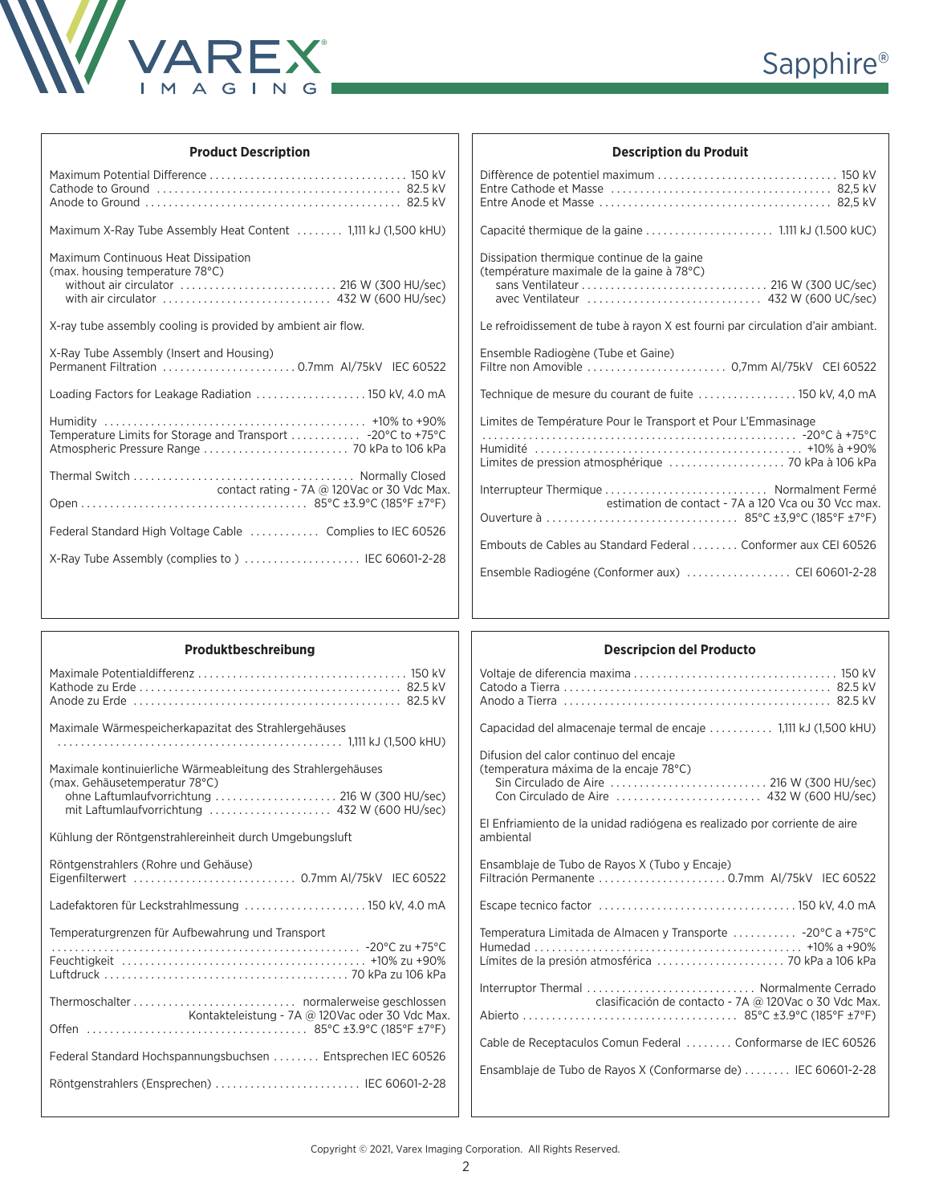## Product Description

Maximum Potential Difference .................................. 150 kV
Cathode to Ground ........................................ 82.5 kV
Anode to Ground .......................................... 82.5 kV

Maximum X-Ray Tube Assembly Heat Content ........ 1,111 kJ (1,500 kHU)

Maximum Continuous Heat Dissipation
(max. housing temperature 78°C)
without air circulator ........................... 216 W (300 HU/sec)
with air circulator ............................. 432 W (600 HU/sec)

X-ray tube assembly cooling is provided by ambient air flow.

X-Ray Tube Assembly (Insert and Housing)
Permanent Filtration ....................... 0.7mm Al/75kV IEC 60522

Loading Factors for Leakage Radiation ................... 150 kV, 4.0 mA

Humidity ............................................. +10% to +90%
Temperature Limits for Storage and Transport ............ -20°C to +75°C
Atmospheric Pressure Range ......................... 70 kPa to 106 kPa

Thermal Switch ..................................... Normally Closed
contact rating - 7A @ 120Vac or 30 Vdc Max.
Open ....................................... 85°C ±3.9°C (185°F ±7°F)

Federal Standard High Voltage Cable ............ Complies to IEC 60526

X-Ray Tube Assembly (complies to ) .................... IEC 60601-2-28

## Description du Produit

Diffèrence de potentiel maximum ............................... 150 kV
Entre Cathode et Masse ...................................... 82,5 kV
Entre Anode et Masse ........................................ 82,5 kV

Capacité thermique de la gaine ...................... 1.111 kJ (1.500 kUC)

Dissipation thermique continue de la gaine
(température maximale de la gaine à 78°C)
sans Ventilateur ................................ 216 W (300 UC/sec)
avec Ventilateur .............................. 432 W (600 UC/sec)

Le refroidissement de tube à rayon X est fourni par circulation d'air ambiant.

Ensemble Radiogène (Tube et Gaine)
Filtre non Amovible ......................... 0,7mm Al/75kV CEI 60522

Technique de mesure du courant de fuite ................. 150 kV, 4,0 mA

Limites de Température Pour le Transport et Pour L'Emmasinage
...................................................... -20°C à +75°C
Humidité ............................................. +10% à +90%
Limites de pression atmosphérique .................... 70 kPa à 106 kPa

Interrupteur Thermique ............................ Normalment Fermé
estimation de contact - 7A a 120 Vca ou 30 Vcc max.
Ouverture à ................................. 85°C ±3,9°C (185°F ±7°F)

Embouts de Cables au Standard Federal ........ Conformer aux CEI 60526

Ensemble Radiogéne (Conformer aux) .................. CEI 60601-2-28

## Produktbeschreibung

Maximale Potentialdifferenz .................................... 150 kV
Kathode zu Erde ............................................. 82.5 kV
Anode zu Erde ............................................... 82.5 kV

Maximale Wärmespeicherkapazitat des Strahlergehäuses
................................................ 1,111 kJ (1,500 kHU)

Maximale kontinuierliche Wärmeableitung des Strahlergehäuses
(max. Gehäusetemperatur 78°C)
ohne Laftumlaufvorrichtung ..................... 216 W (300 HU/sec)
mit Laftumlaufvorrichtung ..................... 432 W (600 HU/sec)

Kühlung der Röntgenstrahlereinheit durch Umgebungsluft

Röntgenstrahlers (Rohre und Gehäuse)
Eigenfilterwert ............................ 0.7mm Al/75kV IEC 60522

Ladefaktoren für Leckstrahlmessung ..................... 150 kV, 4.0 mA

Temperaturgrenzen für Aufbewahrung und Transport
...................................................... -20°C zu +75°C
Feuchtigkeit ......................................... +10% zu +90%
Luftdruck .......................................... 70 kPa zu 106 kPa

Thermoschalter ............................ normalerweise geschlossen
Kontaktleistung - 7A @ 120Vac oder 30 Vdc Max.
Offen ...................................... 85°C ±3.9°C (185°F ±7°F)

Federal Standard Hochspannungsbuchsen ........ Entsprechen IEC 60526

Röntgenstrahlers (Ensprechen) ......................... IEC 60601-2-28

## Descripcion del Producto

Voltaje de diferencia maxima .................................. 150 kV
Catodo a Tierra ............................................. 82.5 kV
Anodo a Tierra .............................................. 82.5 kV

Capacidad del almacenaje termal de encaje ........... 1,111 kJ (1,500 kHU)

Difusion del calor continuo del encaje
(temperatura máxima de la encaje 78°C)
Sin Circulado de Aire ........................... 216 W (300 HU/sec)
Con Circulado de Aire ......................... 432 W (600 HU/sec)

El Enfriamiento de la unidad radiógena es realizado por corriente de aire ambiental

Ensamblaje de Tubo de Rayos X (Tubo y Encaje)
Filtración Permanente ...................... 0.7mm Al/75kV IEC 60522

Escape tecnico factor ................................. 150 kV, 4.0 mA

Temperatura Limitada de Almacen y Transporte ........... -20°C a +75°C
Humedad .............................................. +10% a +90%
Límites de la presión atmosférica ...................... 70 kPa a 106 kPa

Interruptor Thermal ............................. Normalmente Cerrado
clasificación de contacto - 7A @ 120Vac o 30 Vdc Max.
Abierto .................................... 85°C ±3.9°C (185°F ±7°F)

Cable de Receptaculos Comun Federal ........ Conformarse de IEC 60526

Ensamblaje de Tubo de Rayos X (Conformarse de) ........ IEC 60601-2-28

Copyright © 2021, Varex Imaging Corporation. All Rights Reserved.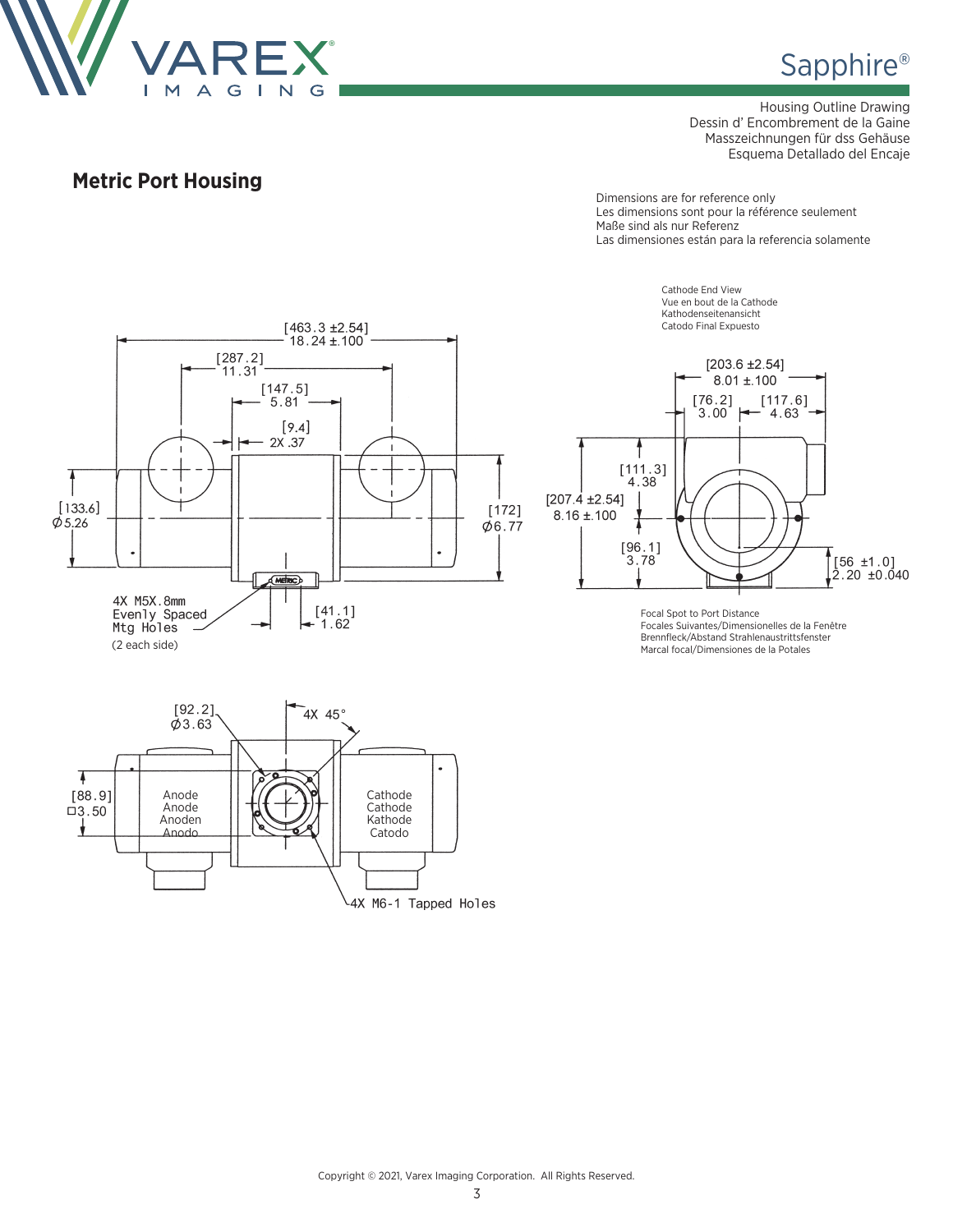Housing Outline Drawing
Dessin d' Encombrement de la Gaine
Masszeichnungen für dss Gehäuse
Esquema Detallado del Encaje

## Metric Port Housing

Dimensions are for reference only
Les dimensions sont pour la référence seulement
Maße sind als nur Referenz
Las dimensiones están para la referencia solamente

[463.3 ±2.54]
18.24 ±.100

[287.2]
11.31

[147.5]
5.81

[9.4]
2X .37

[133.6]
Ø5.26

[172]
Ø6.77

4X M5X.8mm
Evenly Spaced
Mtg Holes
(2 each side)

[41.1]
1.62

Cathode End View
Vue en bout de la Cathode
Kathodenseitenansicht
Catodo Final Expuesto

[203.6 ±2.54]
8.01 ±.100

[76.2]
3.00

[117.6]
4.63

[111.3]
4.38

[207.4 ±2.54]
8.16 ±.100

[96.1]
3.78

[56 ±1.0]
2.20 ±0.040

Focal Spot to Port Distance
Focales Suivantes/Dimensionelles de la Fenêtre
Brennfleck/Abstand Strahlenaustrittsfenster
Marcal focal/Dimensiones de la Potales

[92.2]
Ø3.63

4X 45°

[88.9]
□3.50

Anode
Anode
Anoden
Anodo

Cathode
Cathode
Kathode
Catodo

4X M6-1 Tapped Holes

Copyright © 2021, Varex Imaging Corporation. All Rights Reserved.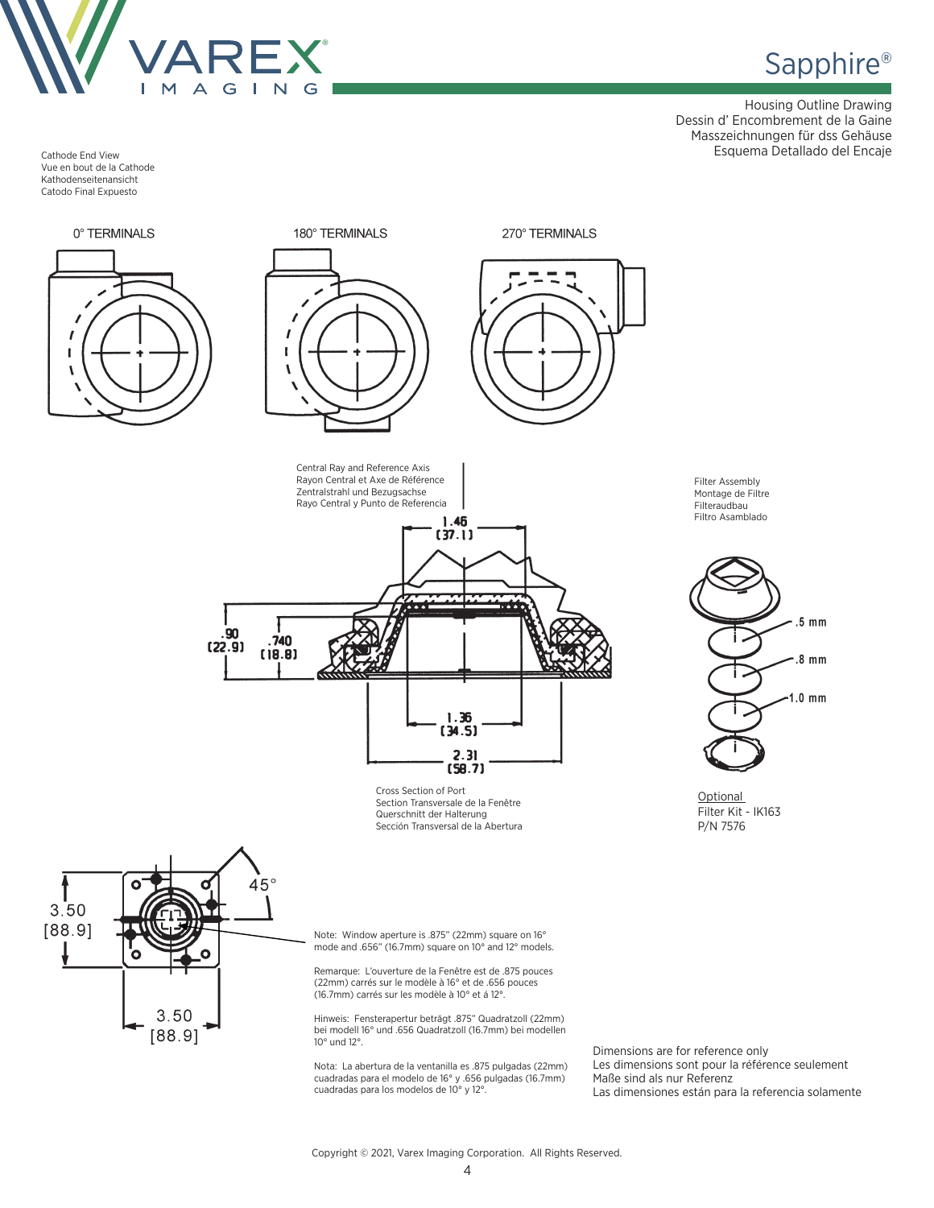# Sapphire®

Housing Outline Drawing
Dessin d' Encombrement de la Gaine
Masszeichnungen für dss Gehäuse
Esquema Detallado del Encaje

Cathode End View
Vue en bout de la Cathode
Kathodenseitenansicht
Catodo Final Expuesto

0° TERMINALS

180° TERMINALS

270° TERMINALS

Central Ray and Reference Axis
Rayon Central et Axe de Référence
Zentralstrahl und Bezugsachse
Rayo Central y Punto de Referencia

1.46 [37.1]

.90 [22.9]

.740 [18.8]

1.36 [34.5]

2.31 [58.7]

Cross Section of Port
Section Transversale de la Fenêtre
Querschnitt der Halterung
Sección Transversal de la Abertura

Filter Assembly
Montage de Filtre
Filteraudbau
Filtro Asamblado

.5 mm

.8 mm

1.0 mm

Optional
Filter Kit - IK163
P/N 7576

3.50 [88.9]

3.50 [88.9]

45°

Note: Window aperture is .875" (22mm) square on 16° mode and .656" (16.7mm) square on 10° and 12° models.

Remarque: L'ouverture de la Fenêtre est de .875 pouces (22mm) carrés sur le modèle à 16° et de .656 pouces (16.7mm) carrés sur les modèle à 10° et á 12°.

Hinweis: Fensterapertur beträgt .875" Quadratzoll (22mm) bei modell 16° und .656 Quadratzoll (16.7mm) bei modellen 10° und 12°.

Nota: La abertura de la ventanilla es .875 pulgadas (22mm) cuadradas para el modelo de 16° y .656 pulgadas (16.7mm) cuadradas para los modelos de 10° y 12°.

Dimensions are for reference only
Les dimensions sont pour la référence seulement
Maße sind als nur Referenz
Las dimensiones están para la referencia solamente

Copyright © 2021, Varex Imaging Corporation. All Rights Reserved.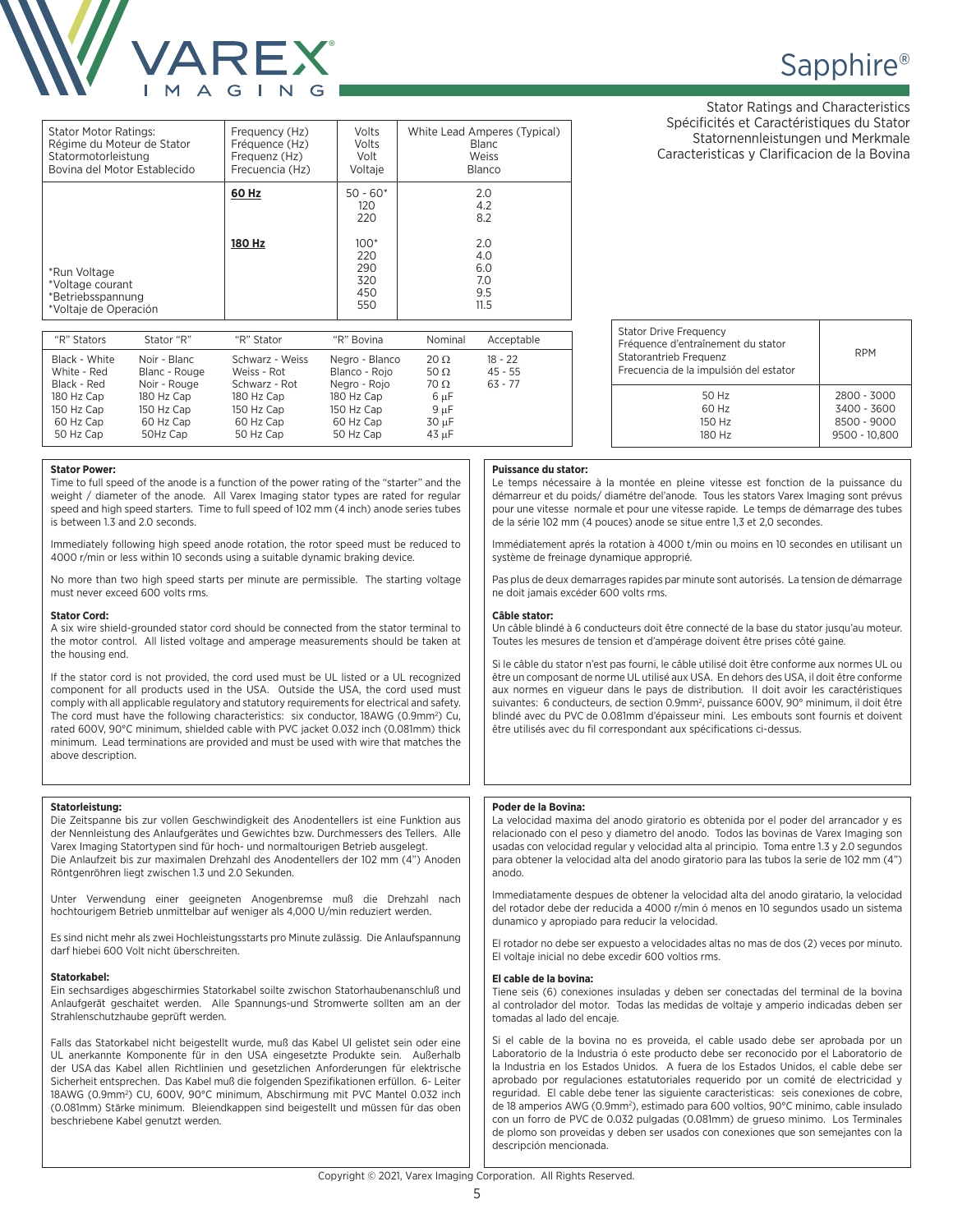# Sapphire®

Stator Ratings and Characteristics
Spécificités et Caractéristiques du Stator
Statornennleistungen und Merkmale
Caracteristicas y Clarificacion de la Bovina

| Stator Motor Ratings:<br>Régime du Moteur de Stator<br>Statormotorleistung<br>Bovina del Motor Establecido | Frequency (Hz)<br>Fréquence (Hz)<br>Frequenz (Hz)<br>Frecuencia (Hz) | Volts<br>Volts<br>Volt<br>Voltaje | White Lead Amperes (Typical)<br>Blanc<br>Weiss<br>Blanco |
|---|---|---|---|
| | **60 Hz** | 50 - 60*<br>120<br>220 | 2.0<br>4.2<br>8.2 |
| *Run Voltage<br>*Voltage courant<br>*Betriebsspannung<br>*Voltaje de Operación | **180 Hz** | 100*<br>220<br>290<br>320<br>450<br>550 | 2.0<br>4.0<br>6.0<br>7.0<br>9.5<br>11.5 |

| "R" Stators | Stator "R" | "R" Stator | "R" Bovina | Nominal | Acceptable |
|---|---|---|---|---|---|
| Black - White | Noir - Blanc | Schwarz - Weiss | Negro - Blanco | 20 Ω | 18 - 22 |
| White - Red | Blanc - Rouge | Weiss - Rot | Blanco - Rojo | 50 Ω | 45 - 55 |
| Black - Red | Noir - Rouge | Schwarz - Rot | Negro - Rojo | 70 Ω | 63 - 77 |
| 180 Hz Cap | 180 Hz Cap | 180 Hz Cap | 180 Hz Cap | 6 µF | |
| 150 Hz Cap | 150 Hz Cap | 150 Hz Cap | 150 Hz Cap | 9 µF | |
| 60 Hz Cap | 60 Hz Cap | 60 Hz Cap | 60 Hz Cap | 30 µF | |
| 50 Hz Cap | 50Hz Cap | 50 Hz Cap | 50 Hz Cap | 43 µF | |

| Stator Drive Frequency<br>Fréquence d'entraînement du stator<br>Statorantrieb Frequenz<br>Frecuencia de la impulsión del estator | RPM |
|---|---|
| 50 Hz | 2800 - 3000 |
| 60 Hz | 3400 - 3600 |
| 150 Hz | 8500 - 9000 |
| 180 Hz | 9500 - 10,800 |

**Stator Power:**
Time to full speed of the anode is a function of the power rating of the "starter" and the weight / diameter of the anode. All Varex Imaging stator types are rated for regular speed and high speed starters. Time to full speed of 102 mm (4 inch) anode series tubes is between 1.3 and 2.0 seconds.

Immediately following high speed anode rotation, the rotor speed must be reduced to 4000 r/min or less within 10 seconds using a suitable dynamic braking device.

No more than two high speed starts per minute are permissible. The starting voltage must never exceed 600 volts rms.

**Stator Cord:**
A six wire shield-grounded stator cord should be connected from the stator terminal to the motor control. All listed voltage and amperage measurements should be taken at the housing end.

If the stator cord is not provided, the cord used must be UL listed or a UL recognized component for all products used in the USA. Outside the USA, the cord used must comply with all applicable regulatory and statutory requirements for electrical and safety. The cord must have the following characteristics: six conductor, 18AWG (0.9mm²) Cu, rated 600V, 90°C minimum, shielded cable with PVC jacket 0.032 inch (0.081mm) thick minimum. Lead terminations are provided and must be used with wire that matches the above description.

**Puissance du stator:**
Le temps nécessaire à la montée en pleine vitesse est fonction de la puissance du démarreur et du poids/ diamétre del'anode. Tous les stators Varex Imaging sont prévus pour une vitesse normale et pour une vitesse rapide. Le temps de démarrage des tubes de la série 102 mm (4 pouces) anode se situe entre 1,3 et 2,0 secondes.

Immédiatement aprés la rotation à 4000 t/min ou moins en 10 secondes en utilisant un système de freinage dynamique approprié.

Pas plus de deux demarrages rapides par minute sont autorisés. La tension de démarrage ne doit jamais excéder 600 volts rms.

**Câble stator:**
Un câble blindé à 6 conducteurs doit être connecté de la base du stator jusqu'au moteur. Toutes les mesures de tension et d'ampérage doivent être prises côté gaine.

Si le câble du stator n'est pas fourni, le câble utilisé doit être conforme aux normes UL ou être un composant de norme UL utilisé aux USA. En dehors des USA, il doit être conforme aux normes en vigueur dans le pays de distribution. Il doit avoir les caractéristiques suivantes: 6 conducteurs, de section 0.9mm², puissance 600V, 90° minimum, il doit être blindé avec du PVC de 0.081mm d'épaisseur mini. Les embouts sont fournis et doivent être utilisés avec du fil correspondant aux spécifications ci-dessus.

**Statorleistung:**
Die Zeitspanne bis zur vollen Geschwindigkeit des Anodentellers ist eine Funktion aus der Nennleistung des Anlaufgerätes und Gewichtes bzw. Durchmessers des Tellers. Alle Varex Imaging Statortypen sind für hoch- und normaltourigen Betrieb ausgelegt.
Die Anlaufzeit bis zur maximalen Drehzahl des Anodentellers der 102 mm (4") Anoden Röntgenröhren liegt zwischen 1.3 und 2.0 Sekunden.

Unter Verwendung einer geeigneten Anogenbremse muß die Drehzahl nach hochtourigem Betrieb unmittelbar auf weniger als 4,000 U/min reduziert werden.

Es sind nicht mehr als zwei Hochleistungsstarts pro Minute zulässig. Die Anlaufspannung darf hiebei 600 Volt nicht überschreiten.

**Statorkabel:**
Ein sechsardiges abgeschirmies Statorkabel soilte zwischon Statorhaubenanschluß und Anlaufgerät geschaitet werden. Alle Spannungs-und Stromwerte sollten am an der Strahlenschutzhaube geprüft werden.

Falls das Statorkabel nicht beigestellt wurde, muß das Kabel Ul gelistet sein oder eine UL anerkannte Komponente für in den USA eingesetzte Produkte sein. Außerhalb der USA das Kabel allen Richtlinien und gesetzlichen Anforderungen für elektrische Sicherheit entsprechen. Das Kabel muß die folgenden Spezifikationen erfüllen. 6- Leiter 18AWG (0.9mm²) CU, 600V, 90°C minimum, Abschirmung mit PVC Mantel 0.032 inch (0.081mm) Stärke minimum. Bleiendkappen sind beigestellt und müssen für das oben beschriebene Kabel genutzt werden.

**Poder de la Bovina:**
La velocidad maxima del anodo giratorio es obtenida por el poder del arrancador y es relacionado con el peso y diametro del anodo. Todos las bovinas de Varex Imaging son usadas con velocidad regular y velocidad alta al principio. Toma entre 1.3 y 2.0 segundos para obtener la velocidad alta del anodo giratorio para las tubos la serie de 102 mm (4") anodo.

Immediatamente despues de obtener la velocidad alta del anodo giratario, la velocidad del rotador debe der reducida a 4000 r/min ó menos en 10 segundos usado un sistema dunamico y apropiado para reducir la velocidad.

El rotador no debe ser expuesto a velocidades altas no mas de dos (2) veces por minuto. El voltaje inicial no debe excedir 600 voltios rms.

**El cable de la bovina:**
Tiene seis (6) conexiones insuladas y deben ser conectadas del terminal de la bovina al controlador del motor. Todas las medidas de voltaje y amperio indicadas deben ser tomadas al lado del encaje.

Si el cable de la bovina no es proveida, el cable usado debe ser aprobada por un Laboratorio de la Industria ó este producto debe ser reconocido por el Laboratorio de la Industria en los Estados Unidos. A fuera de los Estados Unidos, el cable debe ser aprobado por regulaciones estatutoriales requerido por un comité de electricidad y reguridad. El cable debe tener las siguiente caracteristicas: seis conexiones de cobre, de 18 amperios AWG (0.9mm²), estimado para 600 voltios, 90°C minimo, cable insulado con un forro de PVC de 0.032 pulgadas (0.081mm) de grueso minimo. Los Terminales de plomo son proveidas y deben ser usados con conexiones que son semejantes con la descripción mencionada.

Copyright © 2021, Varex Imaging Corporation. All Rights Reserved.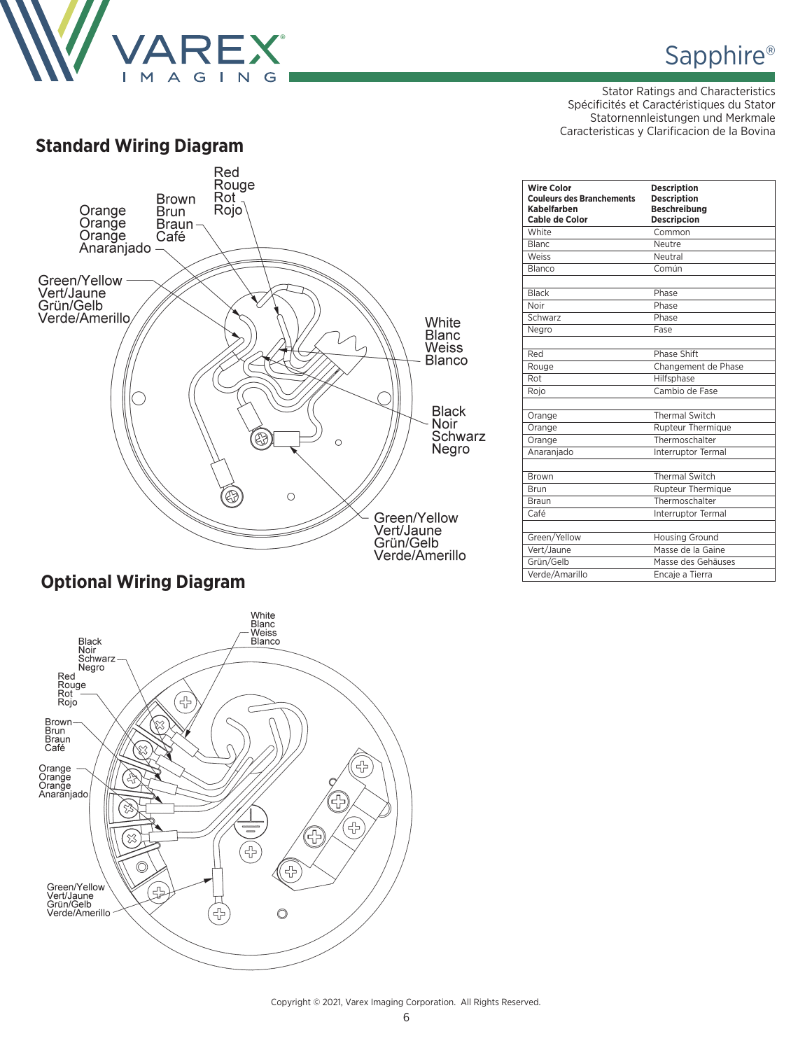Stator Ratings and Characteristics
Spécificités et Caractéristiques du Stator
Statornennleistungen und Merkmale
Caracteristicas y Clarificacion de la Bovina

## Standard Wiring Diagram

Red
Rouge
Rot
Rojo

Brown
Brun
Braun
Café

Orange
Orange
Orange
Anaranjado

Green/Yellow
Vert/Jaune
Grün/Gelb
Verde/Amerillo

White
Blanc
Weiss
Blanco

Black
Noir
Schwarz
Negro

Green/Yellow
Vert/Jaune
Grün/Gelb
Verde/Amerillo

| Wire Color<br>Couleurs des Branchements<br>Kabelfarben<br>Cable de Color | Description<br>Description<br>Beschreibung<br>Descripcion |
|---|---|
| White | Common |
| Blanc | Neutre |
| Weiss | Neutral |
| Blanco | Común |
| | |
| Black | Phase |
| Noir | Phase |
| Schwarz | Phase |
| Negro | Fase |
| | |
| Red | Phase Shift |
| Rouge | Changement de Phase |
| Rot | Hilfsphase |
| Rojo | Cambio de Fase |
| | |
| Orange | Thermal Switch |
| Orange | Rupteur Thermique |
| Orange | Thermoschalter |
| Anaranjado | Interruptor Termal |
| | |
| Brown | Thermal Switch |
| Brun | Rupteur Thermique |
| Braun | Thermoschalter |
| Café | Interruptor Termal |
| | |
| Green/Yellow | Housing Ground |
| Vert/Jaune | Masse de la Gaine |
| Grün/Gelb | Masse des Gehäuses |
| Verde/Amarillo | Encaje a Tierra |

## Optional Wiring Diagram

White
Blanc
Weiss
Blanco

Black
Noir
Schwarz
Negro

Red
Rouge
Rot
Rojo

Brown
Brun
Braun
Café

Orange
Orange
Orange
Anaranjado

Green/Yellow
Vert/Jaune
Grün/Gelb
Verde/Amerillo

Copyright © 2021, Varex Imaging Corporation. All Rights Reserved.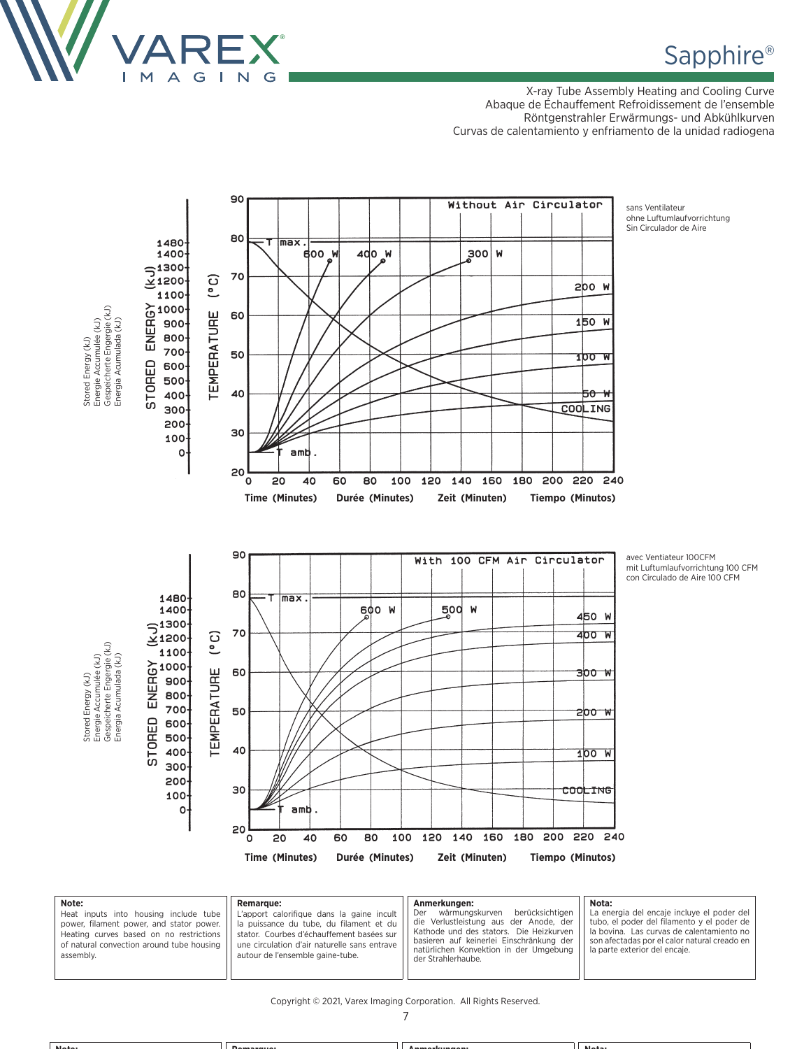## Sapphire®

X-ray Tube Assembly Heating and Cooling Curve
Abaque de Échauffement Refroidissement de l'ensemble
Röntgenstrahler Erwärmungs- und Abkühlkurven
Curvas de calentamiento y enfriamento de la unidad radiogena

Without Air Circulator

sans Ventilateur
ohne Luftumlaufvorrichtung
Sin Circulador de Aire

STORED ENERGY (kJ) — Stored Energy (kJ) / Energie Accumulée (kJ) / Gespeicherte Engergie (kJ) / Energia Acumulada (kJ): 0, 100, 200, 300, 400, 500, 600, 700, 800, 900, 1000, 1100, 1200, 1300, 1400, 1480

TEMPERATURE (°C): 20, 30, 40, 50, 60, 70, 80, 90

Curves: T max., T amb., 600 W, 400 W, 300 W, 200 W, 150 W, 100 W, 50 W, COOLING

Time (Minutes) Durée (Minutes) Zeit (Minuten) Tiempo (Minutos): 0, 20, 40, 60, 80, 100, 120, 140, 160, 180, 200, 220, 240

With 100 CFM Air Circulator

avec Ventiateur 100CFM
mit Luftumlaufvorrichtung 100 CFM
con Circulado de Aire 100 CFM

STORED ENERGY (kJ) — Stored Energy (kJ) / Energie Accumulée (kJ) / Gespeicherte Engergie (kJ) / Energia Acumulada (kJ): 0, 100, 200, 300, 400, 500, 600, 700, 800, 900, 1000, 1100, 1200, 1300, 1400, 1480

TEMPERATURE (°C): 20, 30, 40, 50, 60, 70, 80, 90

Curves: T max., T amb., 600 W, 500 W, 450 W, 400 W, 300 W, 200 W, 100 W, COOLING

Time (Minutes) Durée (Minutes) Zeit (Minuten) Tiempo (Minutos): 0, 20, 40, 60, 80, 100, 120, 140, 160, 180, 200, 220, 240

**Note:**
Heat inputs into housing include tube power, filament power, and stator power. Heating curves based on no restrictions of natural convection around tube housing assembly.

**Remarque:**
L'apport calorifique dans la gaine incult la puissance du tube, du filament et du stator. Courbes d'échauffement basées sur une circulation d'air naturelle sans entrave autour de l'ensemble gaine-tube.

**Anmerkungen:**
Der wärmungskurven berücksichtigen die Verlustleistung aus der Anode, der Kathode und des stators. Die Heizkurven basieren auf keinerlei Einschränkung der natürlichen Konvektion in der Umgebung der Strahlerhaube.

**Nota:**
La energia del encaje incluye el poder del tubo, el poder del filamento y el poder de la bovina. Las curvas de calentamiento no son afectadas por el calor natural creado en la parte exterior del encaje.

Copyright © 2021, Varex Imaging Corporation. All Rights Reserved.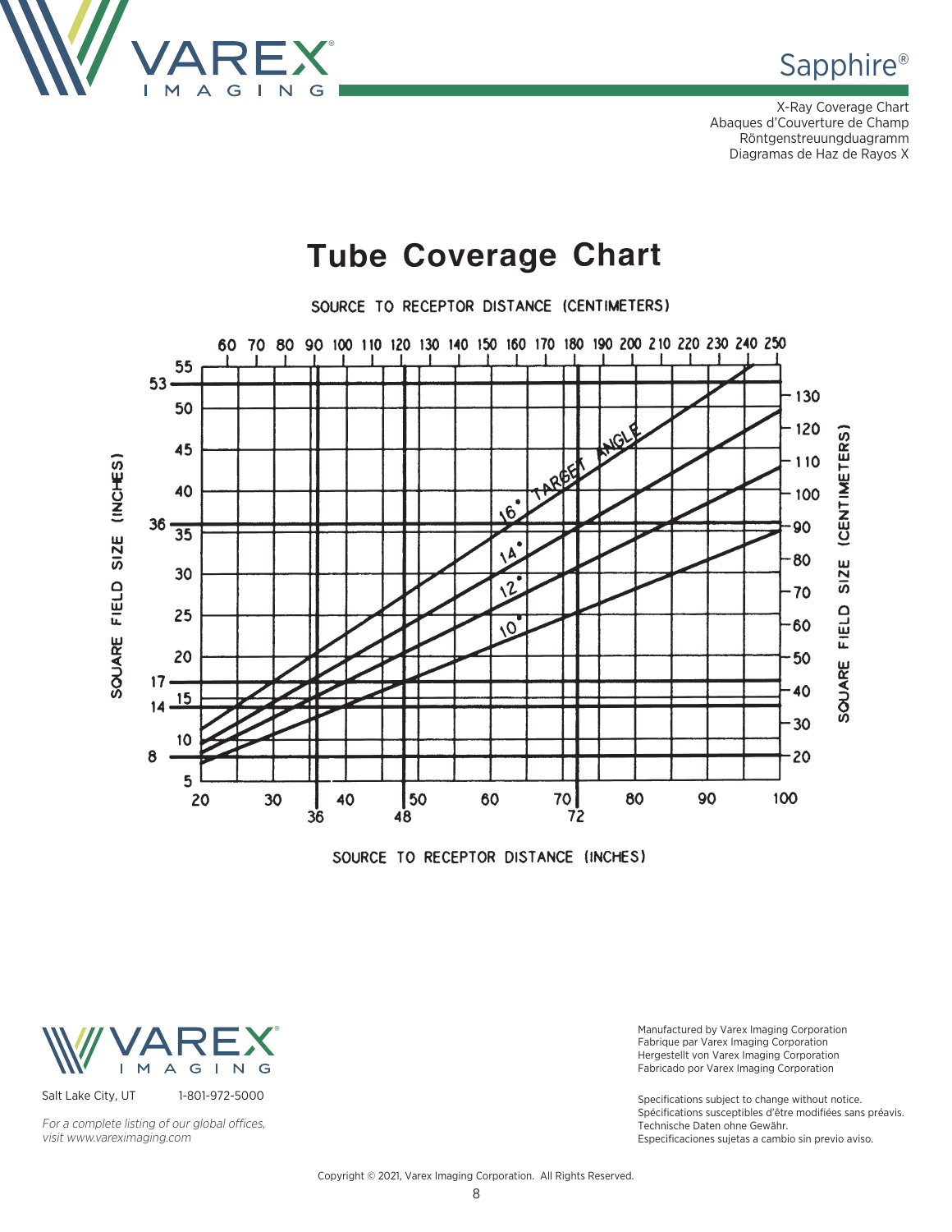Sapphire®

X-Ray Coverage Chart
Abaques d'Couverture de Champ
Röntgenstreuungduagramm
Diagramas de Haz de Rayos X

# Tube Coverage Chart

SOURCE TO RECEPTOR DISTANCE (CENTIMETERS)

60 70 80 90 100 110 120 130 140 150 160 170 180 190 200 210 220 230 240 250

SQUARE FIELD SIZE (INCHES)

55 53 50 45 40 36 35 30 25 20 17 15 14 10 8 5

SQUARE FIELD SIZE (CENTIMETERS)

130 120 110 100 90 80 70 60 50 40 30 20

TARGET ANGLE

16° 14° 12° 10°

20 30 36 40 48 50 60 70 72 80 90 100

SOURCE TO RECEPTOR DISTANCE (INCHES)

Salt Lake City, UT 1-801-972-5000

*For a complete listing of our global offices, visit www.vareximaging.com*

Manufactured by Varex Imaging Corporation
Fabrique par Varex Imaging Corporation
Hergestellt von Varex Imaging Corporation
Fabricado por Varex Imaging Corporation

Specifications subject to change without notice.
Spécifications susceptibles d'être modifiées sans préavis.
Technische Daten ohne Gewähr.
Especificaciones sujetas a cambio sin previo aviso.

Copyright © 2021, Varex Imaging Corporation. All Rights Reserved.